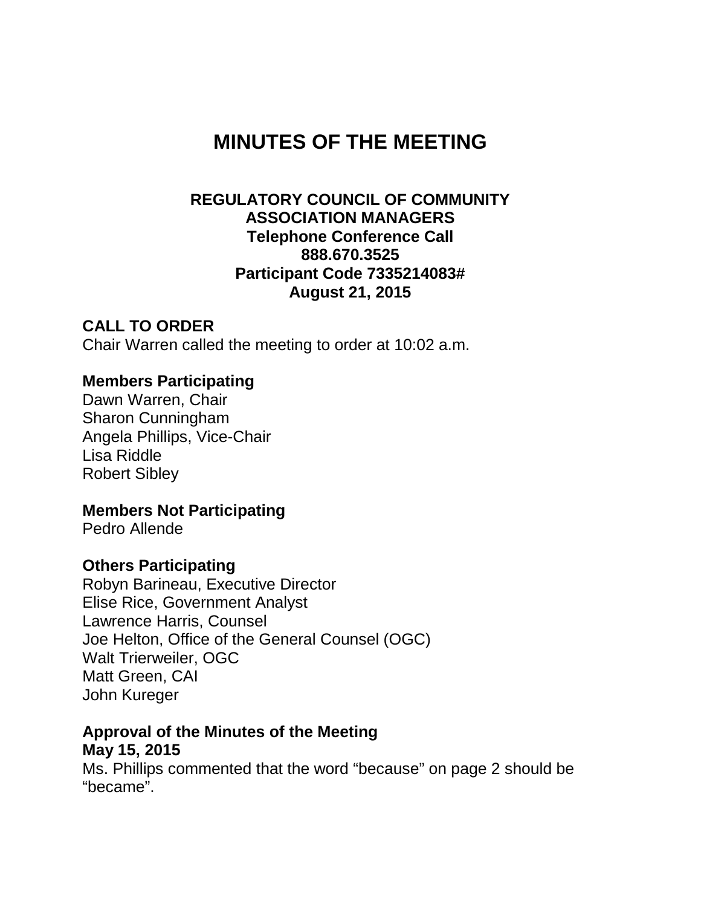# MINUTES OF THE MEETING

**REGULATORY COUNCIL OF COMMUNITY ASSOCIATION MANAGERS**
**Telephone Conference Call**
**888.670.3525**
**Participant Code 7335214083#**
**August 21, 2015**

## CALL TO ORDER

Chair Warren called the meeting to order at 10:02 a.m.

### Members Participating

Dawn Warren, Chair
Sharon Cunningham
Angela Phillips, Vice-Chair
Lisa Riddle
Robert Sibley

### Members Not Participating

Pedro Allende

### Others Participating

Robyn Barineau, Executive Director
Elise Rice, Government Analyst
Lawrence Harris, Counsel
Joe Helton, Office of the General Counsel (OGC)
Walt Trierweiler, OGC
Matt Green, CAI
John Kureger

### Approval of the Minutes of the Meeting
**May 15, 2015**

Ms. Phillips commented that the word “because” on page 2 should be “became”.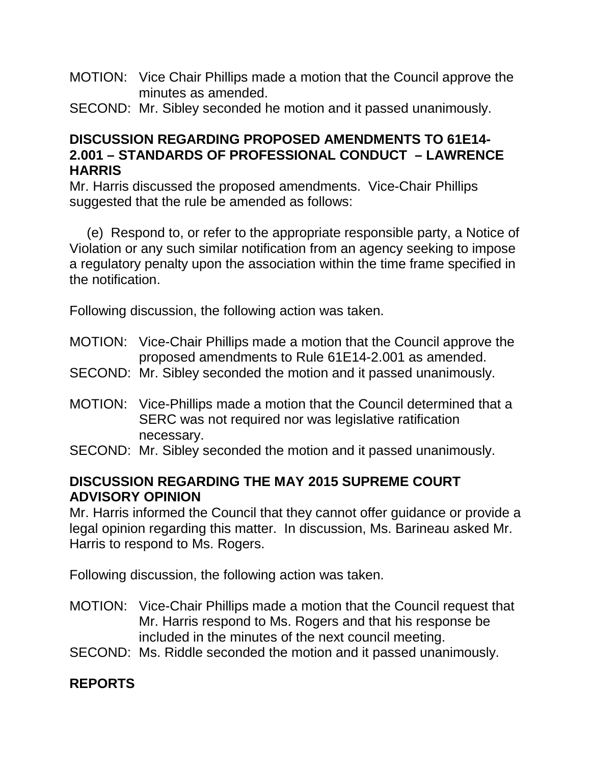MOTION: Vice Chair Phillips made a motion that the Council approve the minutes as amended.

SECOND: Mr. Sibley seconded he motion and it passed unanimously.

**DISCUSSION REGARDING PROPOSED AMENDMENTS TO 61E14-2.001 – STANDARDS OF PROFESSIONAL CONDUCT – LAWRENCE HARRIS**

Mr. Harris discussed the proposed amendments. Vice-Chair Phillips suggested that the rule be amended as follows:

(e) Respond to, or refer to the appropriate responsible party, a Notice of Violation or any such similar notification from an agency seeking to impose a regulatory penalty upon the association within the time frame specified in the notification.

Following discussion, the following action was taken.

MOTION: Vice-Chair Phillips made a motion that the Council approve the proposed amendments to Rule 61E14-2.001 as amended.

SECOND: Mr. Sibley seconded the motion and it passed unanimously.

MOTION: Vice-Phillips made a motion that the Council determined that a SERC was not required nor was legislative ratification necessary.

SECOND: Mr. Sibley seconded the motion and it passed unanimously.

**DISCUSSION REGARDING THE MAY 2015 SUPREME COURT ADVISORY OPINION**

Mr. Harris informed the Council that they cannot offer guidance or provide a legal opinion regarding this matter. In discussion, Ms. Barineau asked Mr. Harris to respond to Ms. Rogers.

Following discussion, the following action was taken.

MOTION: Vice-Chair Phillips made a motion that the Council request that Mr. Harris respond to Ms. Rogers and that his response be included in the minutes of the next council meeting.

SECOND: Ms. Riddle seconded the motion and it passed unanimously.

**REPORTS**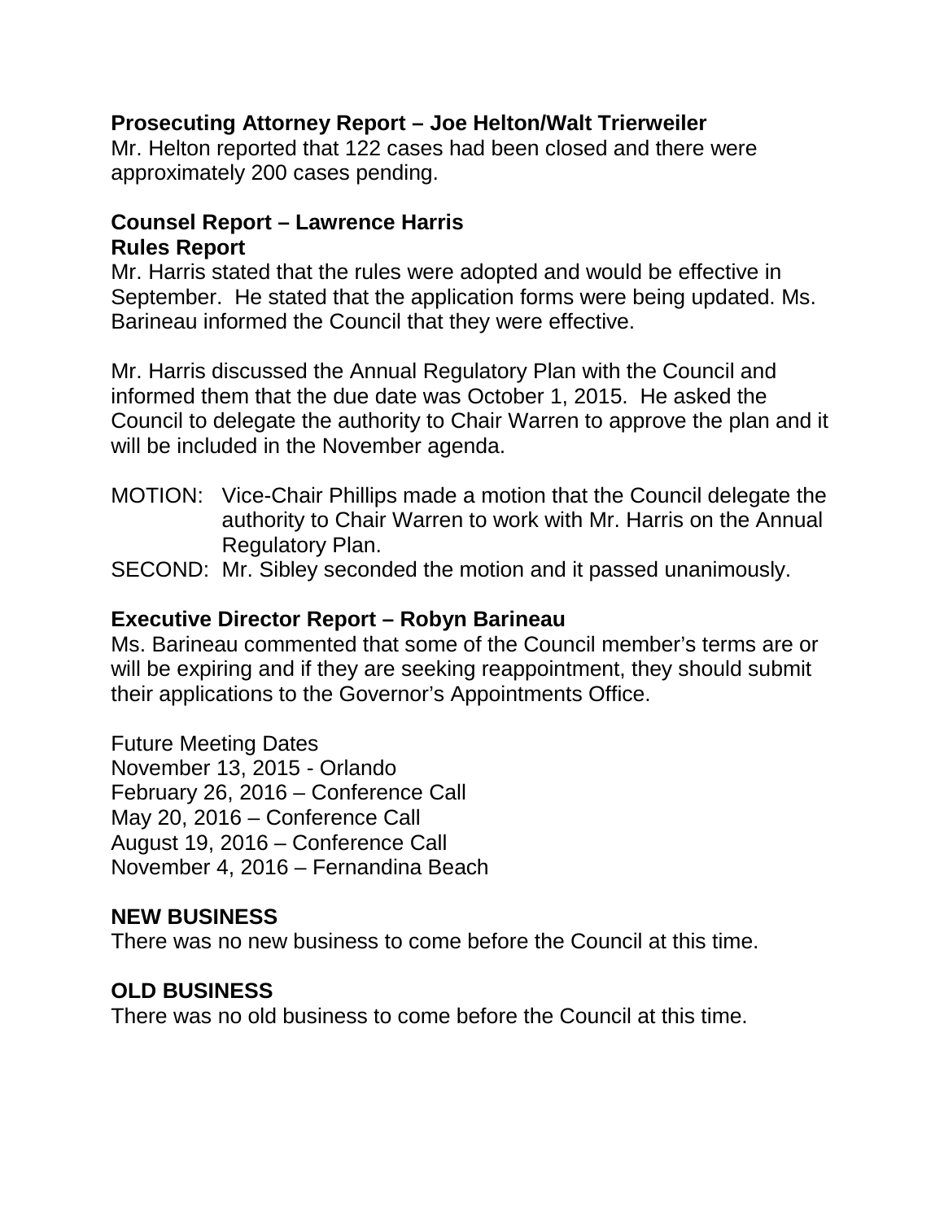**Prosecuting Attorney Report – Joe Helton/Walt Trierweiler**

Mr. Helton reported that 122 cases had been closed and there were approximately 200 cases pending.

**Counsel Report – Lawrence Harris**

**Rules Report**

Mr. Harris stated that the rules were adopted and would be effective in September. He stated that the application forms were being updated. Ms. Barineau informed the Council that they were effective.

Mr. Harris discussed the Annual Regulatory Plan with the Council and informed them that the due date was October 1, 2015. He asked the Council to delegate the authority to Chair Warren to approve the plan and it will be included in the November agenda.

MOTION: Vice-Chair Phillips made a motion that the Council delegate the authority to Chair Warren to work with Mr. Harris on the Annual Regulatory Plan.

SECOND: Mr. Sibley seconded the motion and it passed unanimously.

**Executive Director Report – Robyn Barineau**

Ms. Barineau commented that some of the Council member's terms are or will be expiring and if they are seeking reappointment, they should submit their applications to the Governor's Appointments Office.

Future Meeting Dates
November 13, 2015 - Orlando
February 26, 2016 – Conference Call
May 20, 2016 – Conference Call
August 19, 2016 – Conference Call
November 4, 2016 – Fernandina Beach

**NEW BUSINESS**

There was no new business to come before the Council at this time.

**OLD BUSINESS**

There was no old business to come before the Council at this time.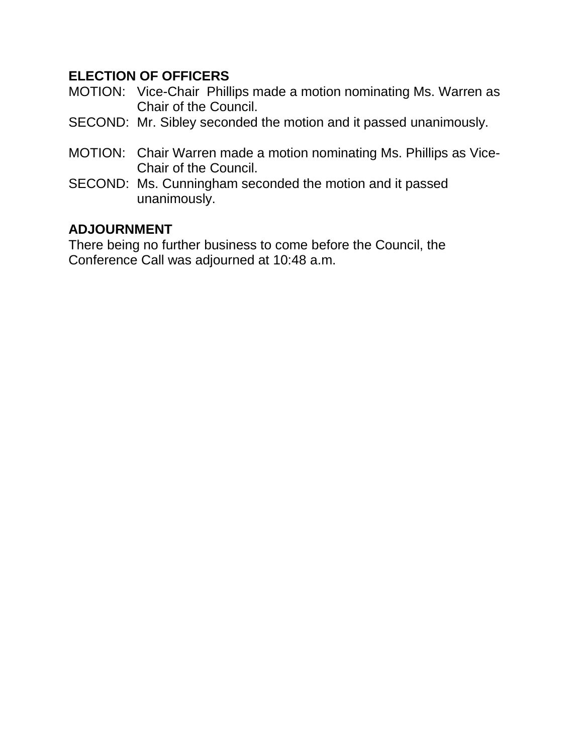**ELECTION OF OFFICERS**

MOTION: Vice-Chair Phillips made a motion nominating Ms. Warren as Chair of the Council.

SECOND: Mr. Sibley seconded the motion and it passed unanimously.

MOTION: Chair Warren made a motion nominating Ms. Phillips as Vice-Chair of the Council.

SECOND: Ms. Cunningham seconded the motion and it passed unanimously.

**ADJOURNMENT**

There being no further business to come before the Council, the Conference Call was adjourned at 10:48 a.m.